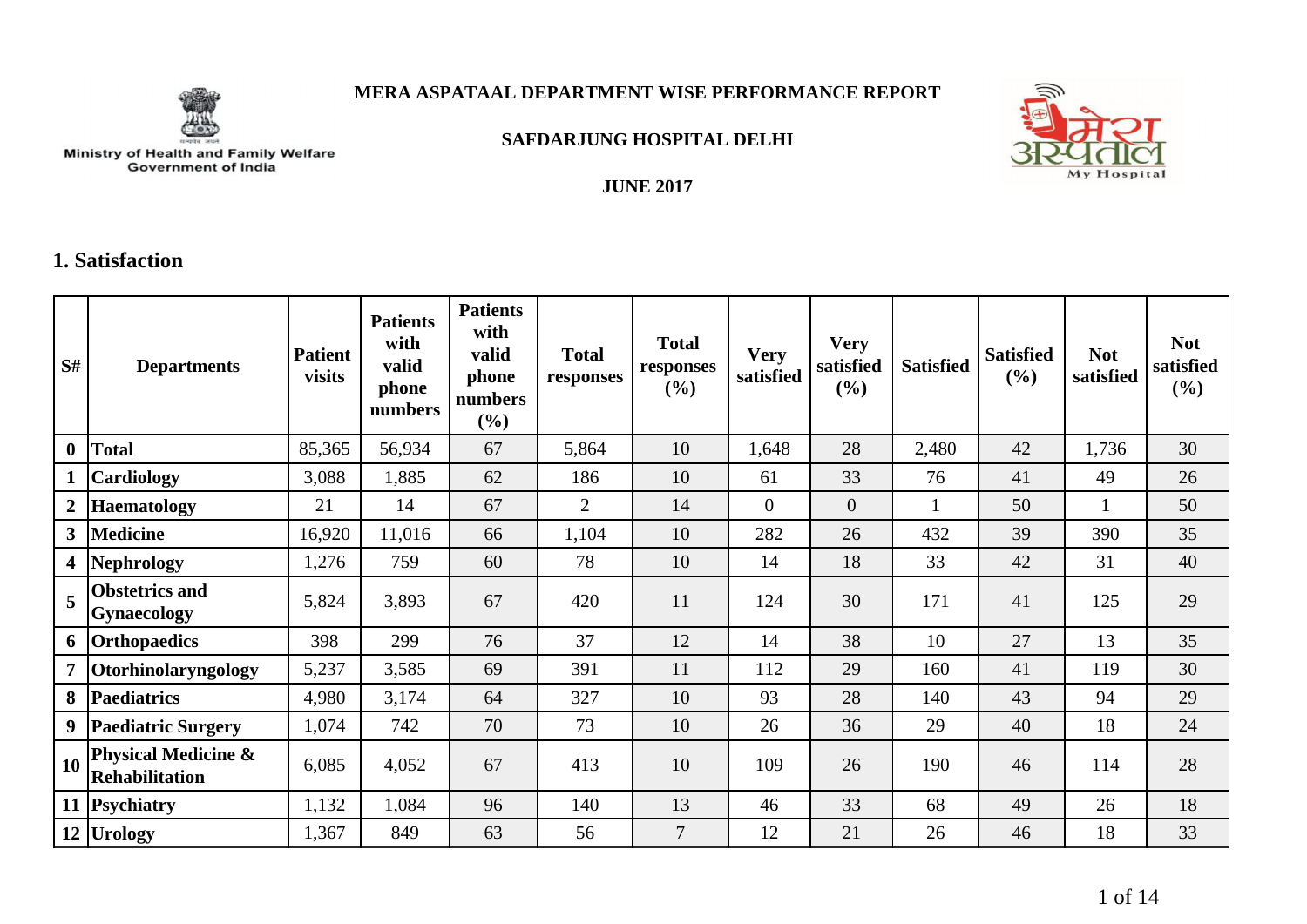Ministry of Health and Family Welfare
Government of India

# MERA ASPATAAL DEPARTMENT WISE PERFORMANCE REPORT

## SAFDARJUNG HOSPITAL DELHI

### JUNE 2017

## 1. Satisfaction

| S# | Departments | Patient visits | Patients with valid phone numbers | Patients with valid phone numbers (%) | Total responses | Total responses (%) | Very satisfied | Very satisfied (%) | Satisfied | Satisfied (%) | Not satisfied | Not satisfied (%) |
|---|---|---|---|---|---|---|---|---|---|---|---|---|
| 0 | **Total** | 85,365 | 56,934 | 67 | 5,864 | 10 | 1,648 | 28 | 2,480 | 42 | 1,736 | 30 |
| 1 | **Cardiology** | 3,088 | 1,885 | 62 | 186 | 10 | 61 | 33 | 76 | 41 | 49 | 26 |
| 2 | **Haematology** | 21 | 14 | 67 | 2 | 14 | 0 | 0 | 1 | 50 | 1 | 50 |
| 3 | **Medicine** | 16,920 | 11,016 | 66 | 1,104 | 10 | 282 | 26 | 432 | 39 | 390 | 35 |
| 4 | **Nephrology** | 1,276 | 759 | 60 | 78 | 10 | 14 | 18 | 33 | 42 | 31 | 40 |
| 5 | **Obstetrics and Gynaecology** | 5,824 | 3,893 | 67 | 420 | 11 | 124 | 30 | 171 | 41 | 125 | 29 |
| 6 | **Orthopaedics** | 398 | 299 | 76 | 37 | 12 | 14 | 38 | 10 | 27 | 13 | 35 |
| 7 | **Otorhinolaryngology** | 5,237 | 3,585 | 69 | 391 | 11 | 112 | 29 | 160 | 41 | 119 | 30 |
| 8 | **Paediatrics** | 4,980 | 3,174 | 64 | 327 | 10 | 93 | 28 | 140 | 43 | 94 | 29 |
| 9 | **Paediatric Surgery** | 1,074 | 742 | 70 | 73 | 10 | 26 | 36 | 29 | 40 | 18 | 24 |
| 10 | **Physical Medicine & Rehabilitation** | 6,085 | 4,052 | 67 | 413 | 10 | 109 | 26 | 190 | 46 | 114 | 28 |
| 11 | **Psychiatry** | 1,132 | 1,084 | 96 | 140 | 13 | 46 | 33 | 68 | 49 | 26 | 18 |
| 12 | **Urology** | 1,367 | 849 | 63 | 56 | 7 | 12 | 21 | 26 | 46 | 18 | 33 |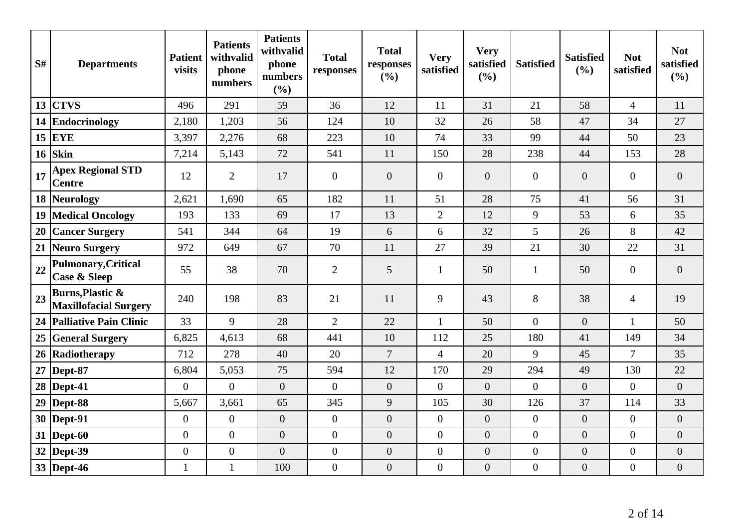| S# | Departments | Patient visits | Patients withvalid phone numbers | Patients withvalid phone numbers (%) | Total responses | Total responses (%) | Very satisfied | Very satisfied (%) | Satisfied | Satisfied (%) | Not satisfied | Not satisfied (%) |
|---|---|---|---|---|---|---|---|---|---|---|---|---|
| 13 | **CTVS** | 496 | 291 | 59 | 36 | 12 | 11 | 31 | 21 | 58 | 4 | 11 |
| 14 | **Endocrinology** | 2,180 | 1,203 | 56 | 124 | 10 | 32 | 26 | 58 | 47 | 34 | 27 |
| 15 | **EYE** | 3,397 | 2,276 | 68 | 223 | 10 | 74 | 33 | 99 | 44 | 50 | 23 |
| 16 | **Skin** | 7,214 | 5,143 | 72 | 541 | 11 | 150 | 28 | 238 | 44 | 153 | 28 |
| 17 | **Apex Regional STD Centre** | 12 | 2 | 17 | 0 | 0 | 0 | 0 | 0 | 0 | 0 | 0 |
| 18 | **Neurology** | 2,621 | 1,690 | 65 | 182 | 11 | 51 | 28 | 75 | 41 | 56 | 31 |
| 19 | **Medical Oncology** | 193 | 133 | 69 | 17 | 13 | 2 | 12 | 9 | 53 | 6 | 35 |
| 20 | **Cancer Surgery** | 541 | 344 | 64 | 19 | 6 | 6 | 32 | 5 | 26 | 8 | 42 |
| 21 | **Neuro Surgery** | 972 | 649 | 67 | 70 | 11 | 27 | 39 | 21 | 30 | 22 | 31 |
| 22 | **Pulmonary,Critical Case & Sleep** | 55 | 38 | 70 | 2 | 5 | 1 | 50 | 1 | 50 | 0 | 0 |
| 23 | **Burns,Plastic & Maxillofacial Surgery** | 240 | 198 | 83 | 21 | 11 | 9 | 43 | 8 | 38 | 4 | 19 |
| 24 | **Palliative Pain Clinic** | 33 | 9 | 28 | 2 | 22 | 1 | 50 | 0 | 0 | 1 | 50 |
| 25 | **General Surgery** | 6,825 | 4,613 | 68 | 441 | 10 | 112 | 25 | 180 | 41 | 149 | 34 |
| 26 | **Radiotherapy** | 712 | 278 | 40 | 20 | 7 | 4 | 20 | 9 | 45 | 7 | 35 |
| 27 | **Dept-87** | 6,804 | 5,053 | 75 | 594 | 12 | 170 | 29 | 294 | 49 | 130 | 22 |
| 28 | **Dept-41** | 0 | 0 | 0 | 0 | 0 | 0 | 0 | 0 | 0 | 0 | 0 |
| 29 | **Dept-88** | 5,667 | 3,661 | 65 | 345 | 9 | 105 | 30 | 126 | 37 | 114 | 33 |
| 30 | **Dept-91** | 0 | 0 | 0 | 0 | 0 | 0 | 0 | 0 | 0 | 0 | 0 |
| 31 | **Dept-60** | 0 | 0 | 0 | 0 | 0 | 0 | 0 | 0 | 0 | 0 | 0 |
| 32 | **Dept-39** | 0 | 0 | 0 | 0 | 0 | 0 | 0 | 0 | 0 | 0 | 0 |
| 33 | **Dept-46** | 1 | 1 | 100 | 0 | 0 | 0 | 0 | 0 | 0 | 0 | 0 |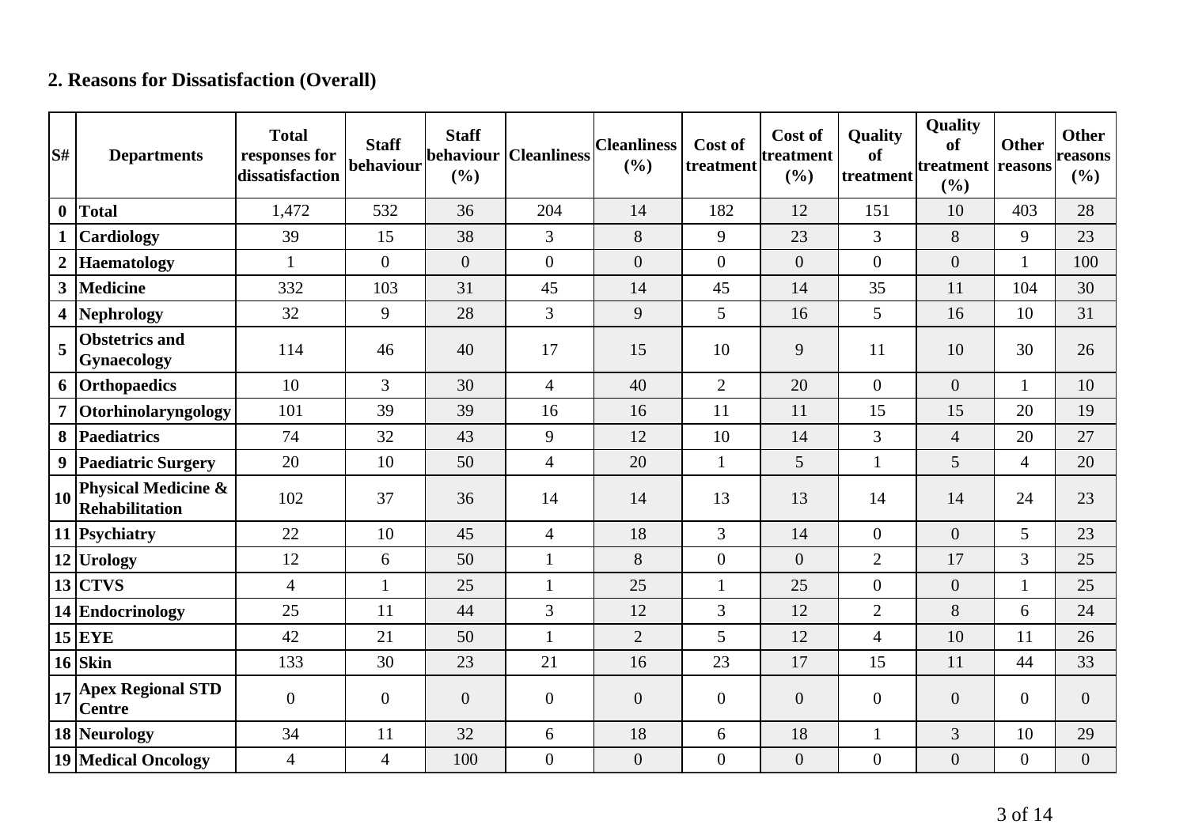## 2. Reasons for Dissatisfaction (Overall)

| S# | Departments | Total responses for dissatisfaction | Staff behaviour | Staff behaviour (%) | Cleanliness | Cleanliness (%) | Cost of treatment | Cost of treatment (%) | Quality of treatment | Quality of treatment (%) | Other reasons | Other reasons (%) |
|---|---|---|---|---|---|---|---|---|---|---|---|---|
| 0 | Total | 1,472 | 532 | 36 | 204 | 14 | 182 | 12 | 151 | 10 | 403 | 28 |
| 1 | Cardiology | 39 | 15 | 38 | 3 | 8 | 9 | 23 | 3 | 8 | 9 | 23 |
| 2 | Haematology | 1 | 0 | 0 | 0 | 0 | 0 | 0 | 0 | 0 | 1 | 100 |
| 3 | Medicine | 332 | 103 | 31 | 45 | 14 | 45 | 14 | 35 | 11 | 104 | 30 |
| 4 | Nephrology | 32 | 9 | 28 | 3 | 9 | 5 | 16 | 5 | 16 | 10 | 31 |
| 5 | Obstetrics and Gynaecology | 114 | 46 | 40 | 17 | 15 | 10 | 9 | 11 | 10 | 30 | 26 |
| 6 | Orthopaedics | 10 | 3 | 30 | 4 | 40 | 2 | 20 | 0 | 0 | 1 | 10 |
| 7 | Otorhinolaryngology | 101 | 39 | 39 | 16 | 16 | 11 | 11 | 15 | 15 | 20 | 19 |
| 8 | Paediatrics | 74 | 32 | 43 | 9 | 12 | 10 | 14 | 3 | 4 | 20 | 27 |
| 9 | Paediatric Surgery | 20 | 10 | 50 | 4 | 20 | 1 | 5 | 1 | 5 | 4 | 20 |
| 10 | Physical Medicine & Rehabilitation | 102 | 37 | 36 | 14 | 14 | 13 | 13 | 14 | 14 | 24 | 23 |
| 11 | Psychiatry | 22 | 10 | 45 | 4 | 18 | 3 | 14 | 0 | 0 | 5 | 23 |
| 12 | Urology | 12 | 6 | 50 | 1 | 8 | 0 | 0 | 2 | 17 | 3 | 25 |
| 13 | CTVS | 4 | 1 | 25 | 1 | 25 | 1 | 25 | 0 | 0 | 1 | 25 |
| 14 | Endocrinology | 25 | 11 | 44 | 3 | 12 | 3 | 12 | 2 | 8 | 6 | 24 |
| 15 | EYE | 42 | 21 | 50 | 1 | 2 | 5 | 12 | 4 | 10 | 11 | 26 |
| 16 | Skin | 133 | 30 | 23 | 21 | 16 | 23 | 17 | 15 | 11 | 44 | 33 |
| 17 | Apex Regional STD Centre | 0 | 0 | 0 | 0 | 0 | 0 | 0 | 0 | 0 | 0 | 0 |
| 18 | Neurology | 34 | 11 | 32 | 6 | 18 | 6 | 18 | 1 | 3 | 10 | 29 |
| 19 | Medical Oncology | 4 | 4 | 100 | 0 | 0 | 0 | 0 | 0 | 0 | 0 | 0 |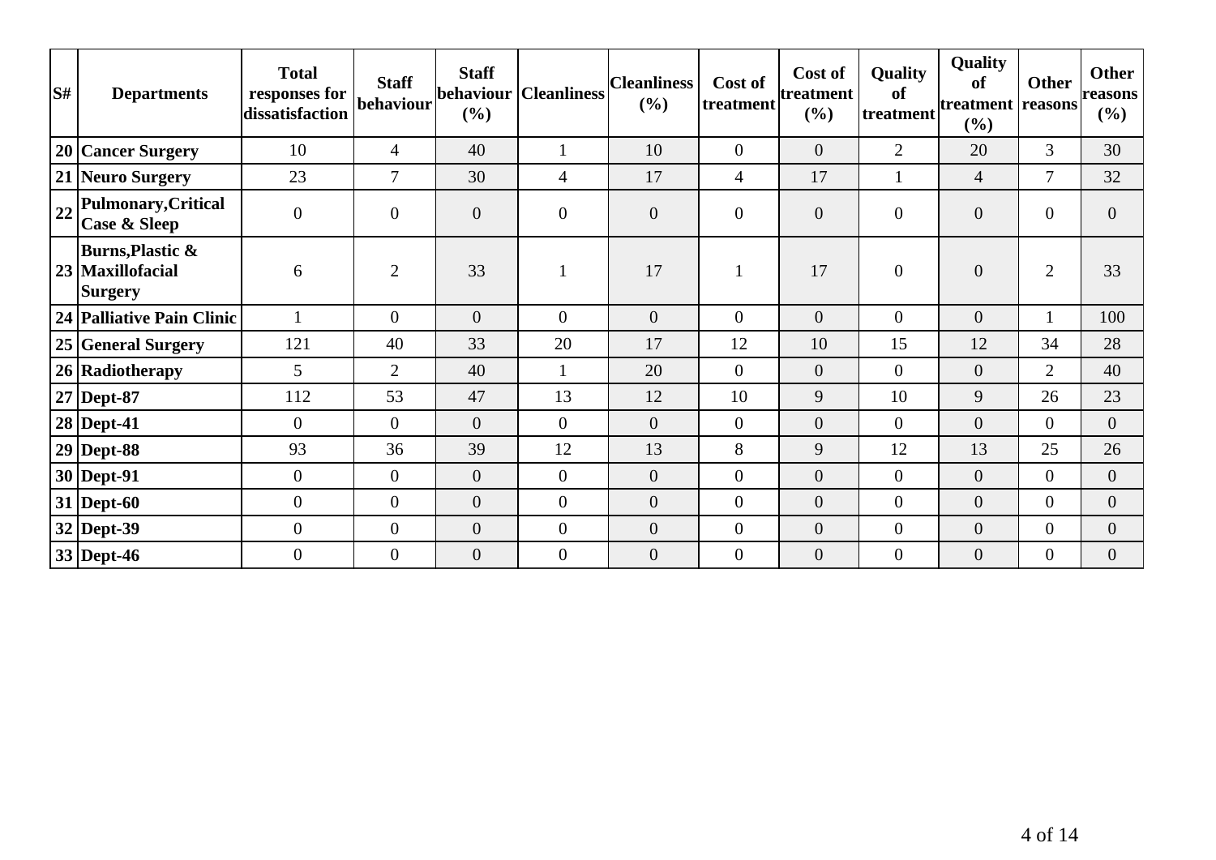| S# | Departments | Total responses for dissatisfaction | Staff behaviour | Staff behaviour (%) | Cleanliness | Cleanliness (%) | Cost of treatment | Cost of treatment (%) | Quality of treatment | Quality of treatment (%) | Other reasons | Other reasons (%) |
|---|---|---|---|---|---|---|---|---|---|---|---|---|
| 20 | **Cancer Surgery** | 10 | 4 | 40 | 1 | 10 | 0 | 0 | 2 | 20 | 3 | 30 |
| 21 | **Neuro Surgery** | 23 | 7 | 30 | 4 | 17 | 4 | 17 | 1 | 4 | 7 | 32 |
| 22 | **Pulmonary,Critical Case & Sleep** | 0 | 0 | 0 | 0 | 0 | 0 | 0 | 0 | 0 | 0 | 0 |
| 23 | **Burns,Plastic & Maxillofacial Surgery** | 6 | 2 | 33 | 1 | 17 | 1 | 17 | 0 | 0 | 2 | 33 |
| 24 | **Palliative Pain Clinic** | 1 | 0 | 0 | 0 | 0 | 0 | 0 | 0 | 0 | 1 | 100 |
| 25 | **General Surgery** | 121 | 40 | 33 | 20 | 17 | 12 | 10 | 15 | 12 | 34 | 28 |
| 26 | **Radiotherapy** | 5 | 2 | 40 | 1 | 20 | 0 | 0 | 0 | 0 | 2 | 40 |
| 27 | **Dept-87** | 112 | 53 | 47 | 13 | 12 | 10 | 9 | 10 | 9 | 26 | 23 |
| 28 | **Dept-41** | 0 | 0 | 0 | 0 | 0 | 0 | 0 | 0 | 0 | 0 | 0 |
| 29 | **Dept-88** | 93 | 36 | 39 | 12 | 13 | 8 | 9 | 12 | 13 | 25 | 26 |
| 30 | **Dept-91** | 0 | 0 | 0 | 0 | 0 | 0 | 0 | 0 | 0 | 0 | 0 |
| 31 | **Dept-60** | 0 | 0 | 0 | 0 | 0 | 0 | 0 | 0 | 0 | 0 | 0 |
| 32 | **Dept-39** | 0 | 0 | 0 | 0 | 0 | 0 | 0 | 0 | 0 | 0 | 0 |
| 33 | **Dept-46** | 0 | 0 | 0 | 0 | 0 | 0 | 0 | 0 | 0 | 0 | 0 |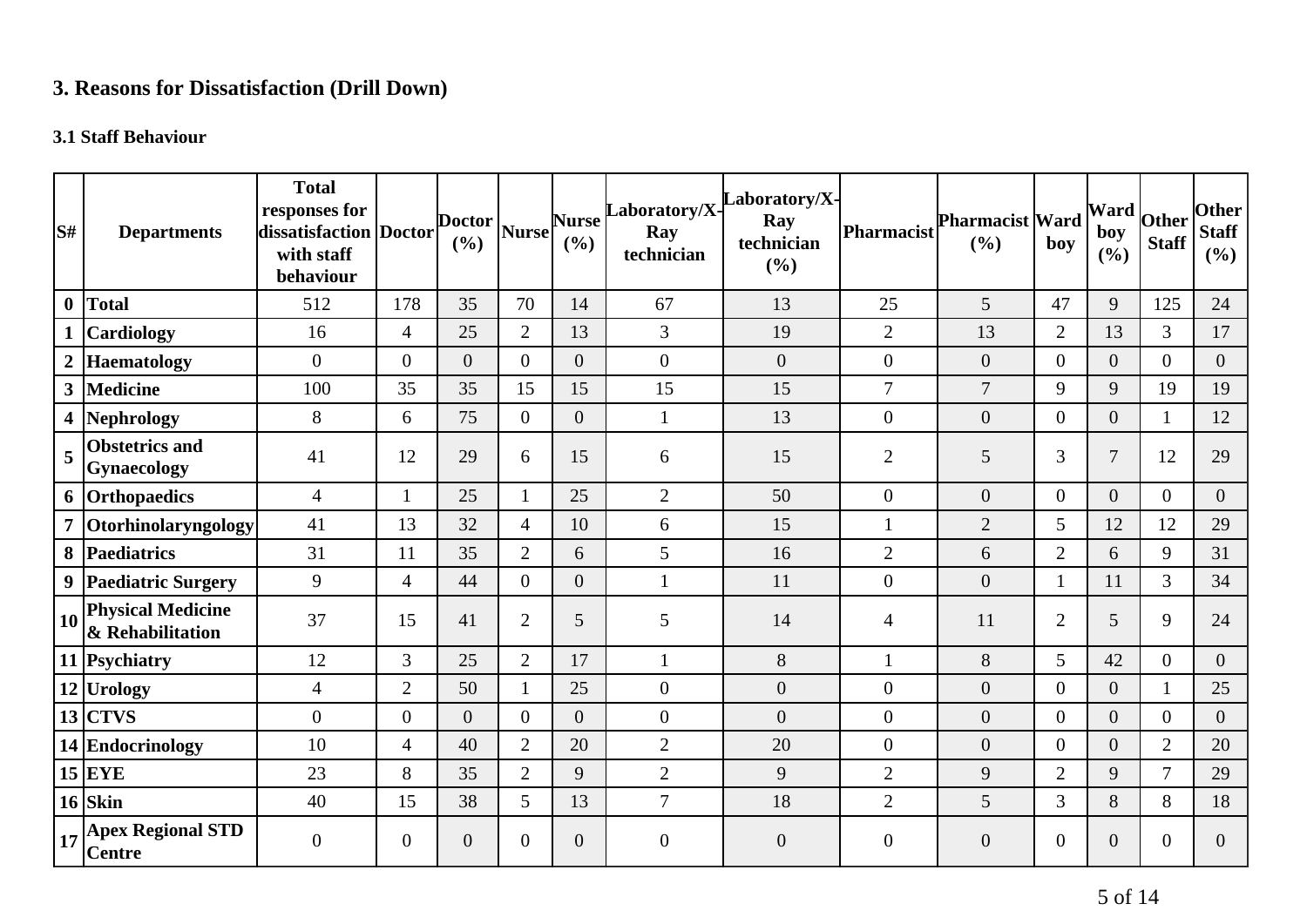## 3. Reasons for Dissatisfaction (Drill Down)

### 3.1 Staff Behaviour

| S# | Departments | Total responses for dissatisfaction with staff behaviour | Doctor | Doctor (%) | Nurse | Nurse (%) | Laboratory/X-Ray technician | Laboratory/X-Ray technician (%) | Pharmacist | Pharmacist (%) | Ward boy | Ward boy (%) | Other Staff | Other Staff (%) |
|---|---|---|---|---|---|---|---|---|---|---|---|---|---|---|
| 0 | **Total** | 512 | 178 | 35 | 70 | 14 | 67 | 13 | 25 | 5 | 47 | 9 | 125 | 24 |
| 1 | **Cardiology** | 16 | 4 | 25 | 2 | 13 | 3 | 19 | 2 | 13 | 2 | 13 | 3 | 17 |
| 2 | **Haematology** | 0 | 0 | 0 | 0 | 0 | 0 | 0 | 0 | 0 | 0 | 0 | 0 | 0 |
| 3 | **Medicine** | 100 | 35 | 35 | 15 | 15 | 15 | 15 | 7 | 7 | 9 | 9 | 19 | 19 |
| 4 | **Nephrology** | 8 | 6 | 75 | 0 | 0 | 1 | 13 | 0 | 0 | 0 | 0 | 1 | 12 |
| 5 | **Obstetrics and Gynaecology** | 41 | 12 | 29 | 6 | 15 | 6 | 15 | 2 | 5 | 3 | 7 | 12 | 29 |
| 6 | **Orthopaedics** | 4 | 1 | 25 | 1 | 25 | 2 | 50 | 0 | 0 | 0 | 0 | 0 | 0 |
| 7 | **Otorhinolaryngology** | 41 | 13 | 32 | 4 | 10 | 6 | 15 | 1 | 2 | 5 | 12 | 12 | 29 |
| 8 | **Paediatrics** | 31 | 11 | 35 | 2 | 6 | 5 | 16 | 2 | 6 | 2 | 6 | 9 | 31 |
| 9 | **Paediatric Surgery** | 9 | 4 | 44 | 0 | 0 | 1 | 11 | 0 | 0 | 1 | 11 | 3 | 34 |
| 10 | **Physical Medicine & Rehabilitation** | 37 | 15 | 41 | 2 | 5 | 5 | 14 | 4 | 11 | 2 | 5 | 9 | 24 |
| 11 | **Psychiatry** | 12 | 3 | 25 | 2 | 17 | 1 | 8 | 1 | 8 | 5 | 42 | 0 | 0 |
| 12 | **Urology** | 4 | 2 | 50 | 1 | 25 | 0 | 0 | 0 | 0 | 0 | 0 | 1 | 25 |
| 13 | **CTVS** | 0 | 0 | 0 | 0 | 0 | 0 | 0 | 0 | 0 | 0 | 0 | 0 | 0 |
| 14 | **Endocrinology** | 10 | 4 | 40 | 2 | 20 | 2 | 20 | 0 | 0 | 0 | 0 | 2 | 20 |
| 15 | **EYE** | 23 | 8 | 35 | 2 | 9 | 2 | 9 | 2 | 9 | 2 | 9 | 7 | 29 |
| 16 | **Skin** | 40 | 15 | 38 | 5 | 13 | 7 | 18 | 2 | 5 | 3 | 8 | 8 | 18 |
| 17 | **Apex Regional STD Centre** | 0 | 0 | 0 | 0 | 0 | 0 | 0 | 0 | 0 | 0 | 0 | 0 | 0 |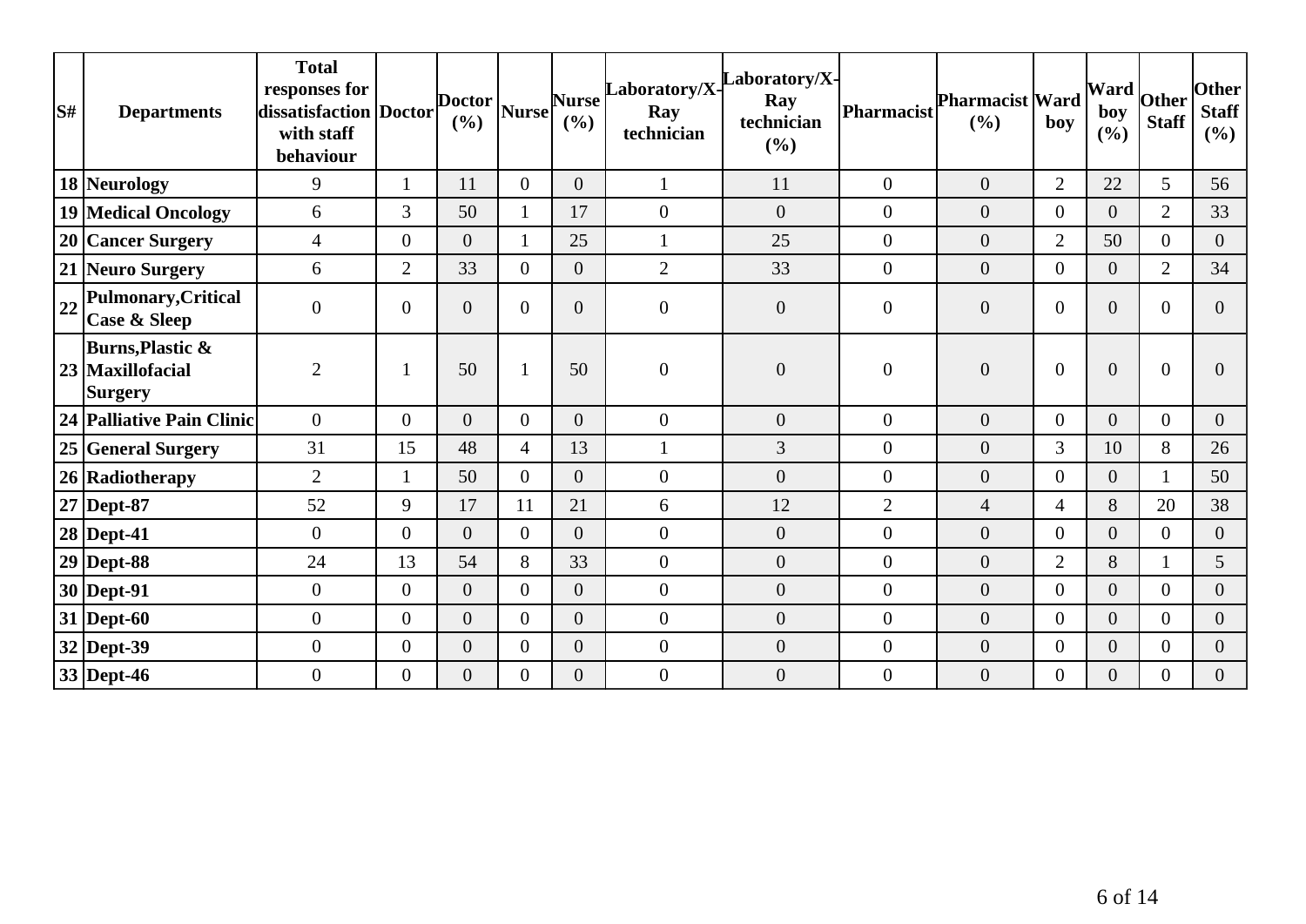| S# | Departments | Total responses for dissatisfaction with staff behaviour | Doctor | Doctor (%) | Nurse | Nurse (%) | Laboratory/X-Ray technician | Laboratory/X-Ray technician (%) | Pharmacist | Pharmacist (%) | Ward boy | Ward boy (%) | Other Staff | Other Staff (%) |
|---|---|---|---|---|---|---|---|---|---|---|---|---|---|---|
| 18 | Neurology | 9 | 1 | 11 | 0 | 0 | 1 | 11 | 0 | 0 | 2 | 22 | 5 | 56 |
| 19 | Medical Oncology | 6 | 3 | 50 | 1 | 17 | 0 | 0 | 0 | 0 | 0 | 0 | 2 | 33 |
| 20 | Cancer Surgery | 4 | 0 | 0 | 1 | 25 | 1 | 25 | 0 | 0 | 2 | 50 | 0 | 0 |
| 21 | Neuro Surgery | 6 | 2 | 33 | 0 | 0 | 2 | 33 | 0 | 0 | 0 | 0 | 2 | 34 |
| 22 | Pulmonary,Critical Case & Sleep | 0 | 0 | 0 | 0 | 0 | 0 | 0 | 0 | 0 | 0 | 0 | 0 | 0 |
| 23 | Burns,Plastic & Maxillofacial Surgery | 2 | 1 | 50 | 1 | 50 | 0 | 0 | 0 | 0 | 0 | 0 | 0 | 0 |
| 24 | Palliative Pain Clinic | 0 | 0 | 0 | 0 | 0 | 0 | 0 | 0 | 0 | 0 | 0 | 0 | 0 |
| 25 | General Surgery | 31 | 15 | 48 | 4 | 13 | 1 | 3 | 0 | 0 | 3 | 10 | 8 | 26 |
| 26 | Radiotherapy | 2 | 1 | 50 | 0 | 0 | 0 | 0 | 0 | 0 | 0 | 0 | 1 | 50 |
| 27 | Dept-87 | 52 | 9 | 17 | 11 | 21 | 6 | 12 | 2 | 4 | 4 | 8 | 20 | 38 |
| 28 | Dept-41 | 0 | 0 | 0 | 0 | 0 | 0 | 0 | 0 | 0 | 0 | 0 | 0 | 0 |
| 29 | Dept-88 | 24 | 13 | 54 | 8 | 33 | 0 | 0 | 0 | 0 | 2 | 8 | 1 | 5 |
| 30 | Dept-91 | 0 | 0 | 0 | 0 | 0 | 0 | 0 | 0 | 0 | 0 | 0 | 0 | 0 |
| 31 | Dept-60 | 0 | 0 | 0 | 0 | 0 | 0 | 0 | 0 | 0 | 0 | 0 | 0 | 0 |
| 32 | Dept-39 | 0 | 0 | 0 | 0 | 0 | 0 | 0 | 0 | 0 | 0 | 0 | 0 | 0 |
| 33 | Dept-46 | 0 | 0 | 0 | 0 | 0 | 0 | 0 | 0 | 0 | 0 | 0 | 0 | 0 |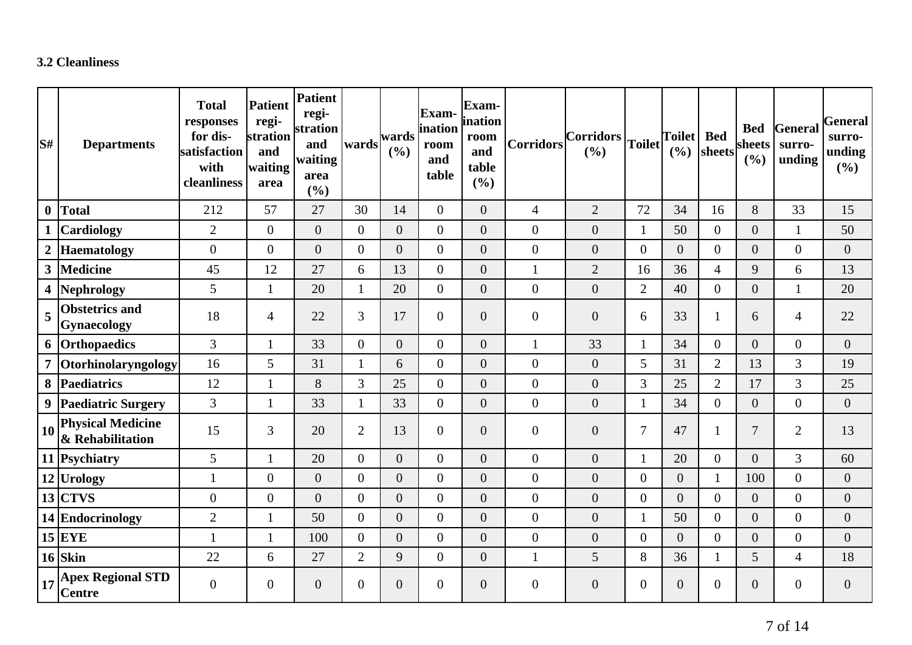### 3.2 Cleanliness

| S# | Departments | Total responses for dis-satisfaction with cleanliness | Patient regi-stration and waiting area | Patient regi-stration and waiting area (%) | wards | wards (%) | Exam-ination room and table | Exam-ination room and table (%) | Corridors | Corridors (%) | Toilet | Toilet (%) | Bed sheets | Bed sheets (%) | General surro-unding | General surro-unding (%) |
|---|---|---|---|---|---|---|---|---|---|---|---|---|---|---|---|---|
| 0 | Total | 212 | 57 | 27 | 30 | 14 | 0 | 0 | 4 | 2 | 72 | 34 | 16 | 8 | 33 | 15 |
| 1 | Cardiology | 2 | 0 | 0 | 0 | 0 | 0 | 0 | 0 | 0 | 1 | 50 | 0 | 0 | 1 | 50 |
| 2 | Haematology | 0 | 0 | 0 | 0 | 0 | 0 | 0 | 0 | 0 | 0 | 0 | 0 | 0 | 0 | 0 |
| 3 | Medicine | 45 | 12 | 27 | 6 | 13 | 0 | 0 | 1 | 2 | 16 | 36 | 4 | 9 | 6 | 13 |
| 4 | Nephrology | 5 | 1 | 20 | 1 | 20 | 0 | 0 | 0 | 0 | 2 | 40 | 0 | 0 | 1 | 20 |
| 5 | Obstetrics and Gynaecology | 18 | 4 | 22 | 3 | 17 | 0 | 0 | 0 | 0 | 6 | 33 | 1 | 6 | 4 | 22 |
| 6 | Orthopaedics | 3 | 1 | 33 | 0 | 0 | 0 | 0 | 1 | 33 | 1 | 34 | 0 | 0 | 0 | 0 |
| 7 | Otorhinolaryngology | 16 | 5 | 31 | 1 | 6 | 0 | 0 | 0 | 0 | 5 | 31 | 2 | 13 | 3 | 19 |
| 8 | Paediatrics | 12 | 1 | 8 | 3 | 25 | 0 | 0 | 0 | 0 | 3 | 25 | 2 | 17 | 3 | 25 |
| 9 | Paediatric Surgery | 3 | 1 | 33 | 1 | 33 | 0 | 0 | 0 | 0 | 1 | 34 | 0 | 0 | 0 | 0 |
| 10 | Physical Medicine & Rehabilitation | 15 | 3 | 20 | 2 | 13 | 0 | 0 | 0 | 0 | 7 | 47 | 1 | 7 | 2 | 13 |
| 11 | Psychiatry | 5 | 1 | 20 | 0 | 0 | 0 | 0 | 0 | 0 | 1 | 20 | 0 | 0 | 3 | 60 |
| 12 | Urology | 1 | 0 | 0 | 0 | 0 | 0 | 0 | 0 | 0 | 0 | 0 | 1 | 100 | 0 | 0 |
| 13 | CTVS | 0 | 0 | 0 | 0 | 0 | 0 | 0 | 0 | 0 | 0 | 0 | 0 | 0 | 0 | 0 |
| 14 | Endocrinology | 2 | 1 | 50 | 0 | 0 | 0 | 0 | 0 | 0 | 1 | 50 | 0 | 0 | 0 | 0 |
| 15 | EYE | 1 | 1 | 100 | 0 | 0 | 0 | 0 | 0 | 0 | 0 | 0 | 0 | 0 | 0 | 0 |
| 16 | Skin | 22 | 6 | 27 | 2 | 9 | 0 | 0 | 1 | 5 | 8 | 36 | 1 | 5 | 4 | 18 |
| 17 | Apex Regional STD Centre | 0 | 0 | 0 | 0 | 0 | 0 | 0 | 0 | 0 | 0 | 0 | 0 | 0 | 0 | 0 |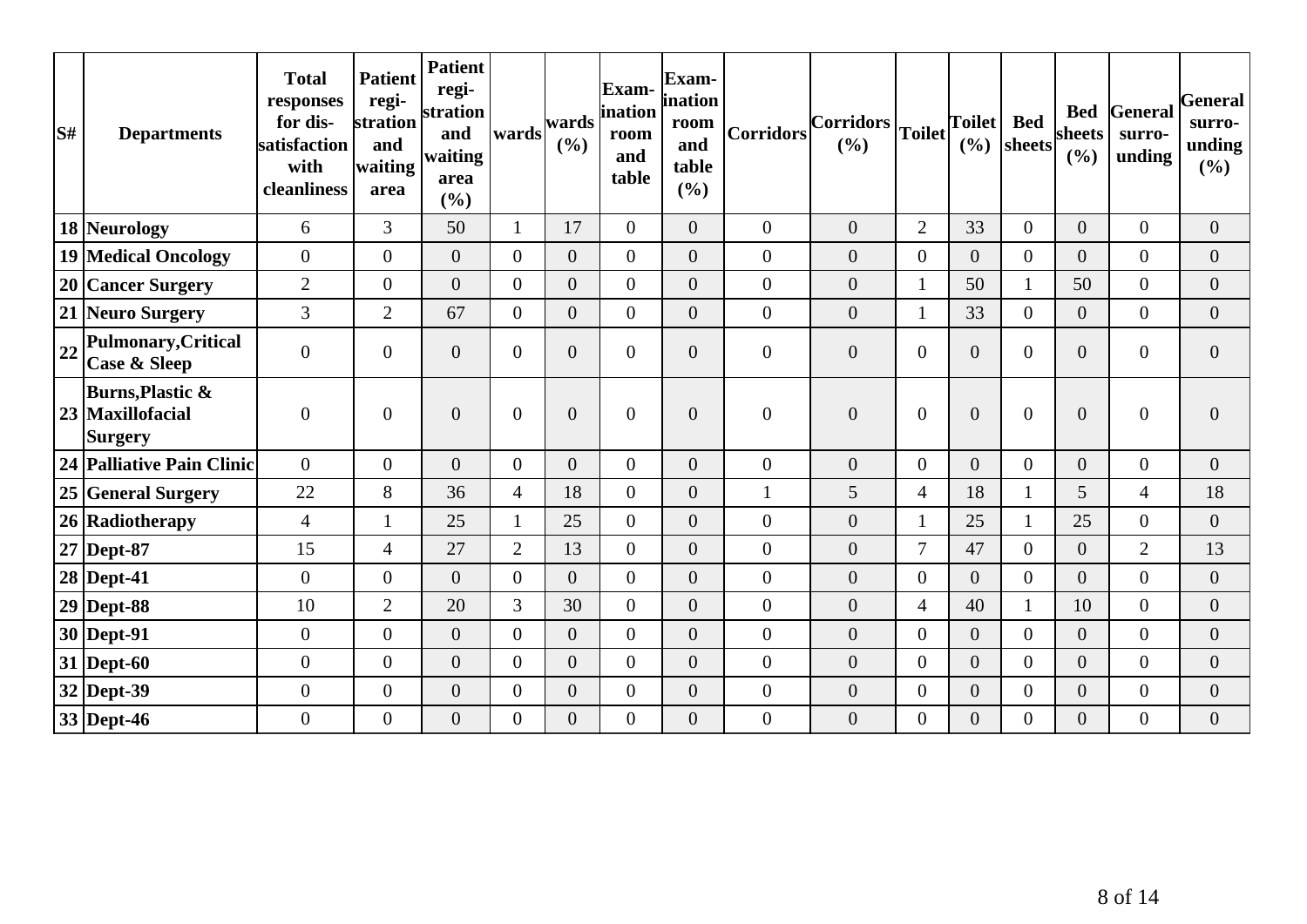| S# | Departments | Total responses for dis-satisfaction with cleanliness | Patient regi-stration and waiting area | Patient regi-stration and waiting area (%) | wards | wards (%) | Exam-ination room and table | Exam-ination room and table (%) | Corridors | Corridors (%) | Toilet | Toilet (%) | Bed sheets | Bed sheets (%) | General surro-unding | General surro-unding (%) |
|---|---|---|---|---|---|---|---|---|---|---|---|---|---|---|---|---|
| 18 | Neurology | 6 | 3 | 50 | 1 | 17 | 0 | 0 | 0 | 0 | 2 | 33 | 0 | 0 | 0 | 0 |
| 19 | Medical Oncology | 0 | 0 | 0 | 0 | 0 | 0 | 0 | 0 | 0 | 0 | 0 | 0 | 0 | 0 | 0 |
| 20 | Cancer Surgery | 2 | 0 | 0 | 0 | 0 | 0 | 0 | 0 | 0 | 1 | 50 | 1 | 50 | 0 | 0 |
| 21 | Neuro Surgery | 3 | 2 | 67 | 0 | 0 | 0 | 0 | 0 | 0 | 1 | 33 | 0 | 0 | 0 | 0 |
| 22 | Pulmonary,Critical Case & Sleep | 0 | 0 | 0 | 0 | 0 | 0 | 0 | 0 | 0 | 0 | 0 | 0 | 0 | 0 | 0 |
| 23 | Burns,Plastic & Maxillofacial Surgery | 0 | 0 | 0 | 0 | 0 | 0 | 0 | 0 | 0 | 0 | 0 | 0 | 0 | 0 | 0 |
| 24 | Palliative Pain Clinic | 0 | 0 | 0 | 0 | 0 | 0 | 0 | 0 | 0 | 0 | 0 | 0 | 0 | 0 | 0 |
| 25 | General Surgery | 22 | 8 | 36 | 4 | 18 | 0 | 0 | 1 | 5 | 4 | 18 | 1 | 5 | 4 | 18 |
| 26 | Radiotherapy | 4 | 1 | 25 | 1 | 25 | 0 | 0 | 0 | 0 | 1 | 25 | 1 | 25 | 0 | 0 |
| 27 | Dept-87 | 15 | 4 | 27 | 2 | 13 | 0 | 0 | 0 | 0 | 7 | 47 | 0 | 0 | 2 | 13 |
| 28 | Dept-41 | 0 | 0 | 0 | 0 | 0 | 0 | 0 | 0 | 0 | 0 | 0 | 0 | 0 | 0 | 0 |
| 29 | Dept-88 | 10 | 2 | 20 | 3 | 30 | 0 | 0 | 0 | 0 | 4 | 40 | 1 | 10 | 0 | 0 |
| 30 | Dept-91 | 0 | 0 | 0 | 0 | 0 | 0 | 0 | 0 | 0 | 0 | 0 | 0 | 0 | 0 | 0 |
| 31 | Dept-60 | 0 | 0 | 0 | 0 | 0 | 0 | 0 | 0 | 0 | 0 | 0 | 0 | 0 | 0 | 0 |
| 32 | Dept-39 | 0 | 0 | 0 | 0 | 0 | 0 | 0 | 0 | 0 | 0 | 0 | 0 | 0 | 0 | 0 |
| 33 | Dept-46 | 0 | 0 | 0 | 0 | 0 | 0 | 0 | 0 | 0 | 0 | 0 | 0 | 0 | 0 | 0 |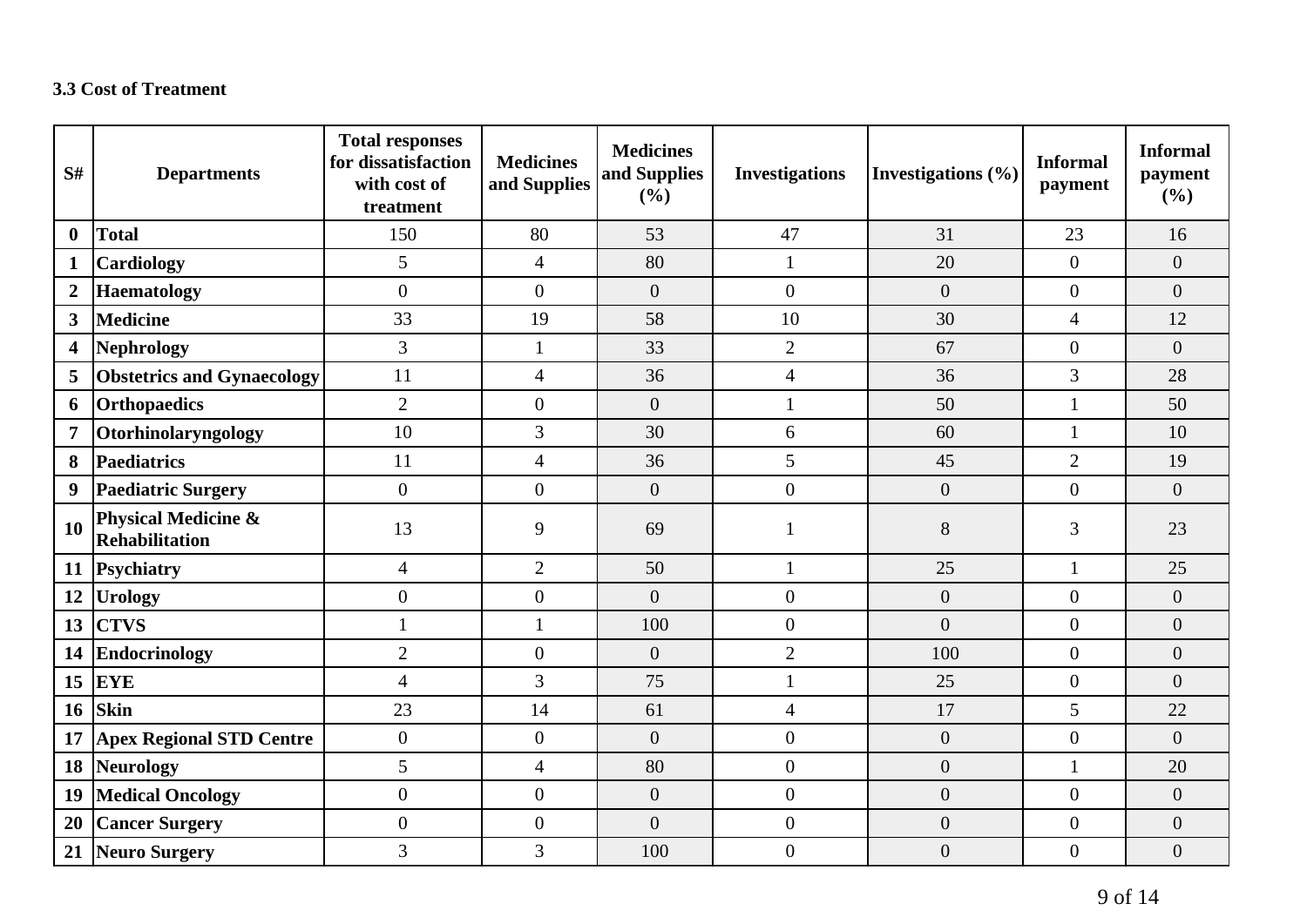### 3.3 Cost of Treatment

| S# | Departments | Total responses for dissatisfaction with cost of treatment | Medicines and Supplies | Medicines and Supplies (%) | Investigations | Investigations (%) | Informal payment | Informal payment (%) |
|---|---|---|---|---|---|---|---|---|
| 0 | Total | 150 | 80 | 53 | 47 | 31 | 23 | 16 |
| 1 | Cardiology | 5 | 4 | 80 | 1 | 20 | 0 | 0 |
| 2 | Haematology | 0 | 0 | 0 | 0 | 0 | 0 | 0 |
| 3 | Medicine | 33 | 19 | 58 | 10 | 30 | 4 | 12 |
| 4 | Nephrology | 3 | 1 | 33 | 2 | 67 | 0 | 0 |
| 5 | Obstetrics and Gynaecology | 11 | 4 | 36 | 4 | 36 | 3 | 28 |
| 6 | Orthopaedics | 2 | 0 | 0 | 1 | 50 | 1 | 50 |
| 7 | Otorhinolaryngology | 10 | 3 | 30 | 6 | 60 | 1 | 10 |
| 8 | Paediatrics | 11 | 4 | 36 | 5 | 45 | 2 | 19 |
| 9 | Paediatric Surgery | 0 | 0 | 0 | 0 | 0 | 0 | 0 |
| 10 | Physical Medicine & Rehabilitation | 13 | 9 | 69 | 1 | 8 | 3 | 23 |
| 11 | Psychiatry | 4 | 2 | 50 | 1 | 25 | 1 | 25 |
| 12 | Urology | 0 | 0 | 0 | 0 | 0 | 0 | 0 |
| 13 | CTVS | 1 | 1 | 100 | 0 | 0 | 0 | 0 |
| 14 | Endocrinology | 2 | 0 | 0 | 2 | 100 | 0 | 0 |
| 15 | EYE | 4 | 3 | 75 | 1 | 25 | 0 | 0 |
| 16 | Skin | 23 | 14 | 61 | 4 | 17 | 5 | 22 |
| 17 | Apex Regional STD Centre | 0 | 0 | 0 | 0 | 0 | 0 | 0 |
| 18 | Neurology | 5 | 4 | 80 | 0 | 0 | 1 | 20 |
| 19 | Medical Oncology | 0 | 0 | 0 | 0 | 0 | 0 | 0 |
| 20 | Cancer Surgery | 0 | 0 | 0 | 0 | 0 | 0 | 0 |
| 21 | Neuro Surgery | 3 | 3 | 100 | 0 | 0 | 0 | 0 |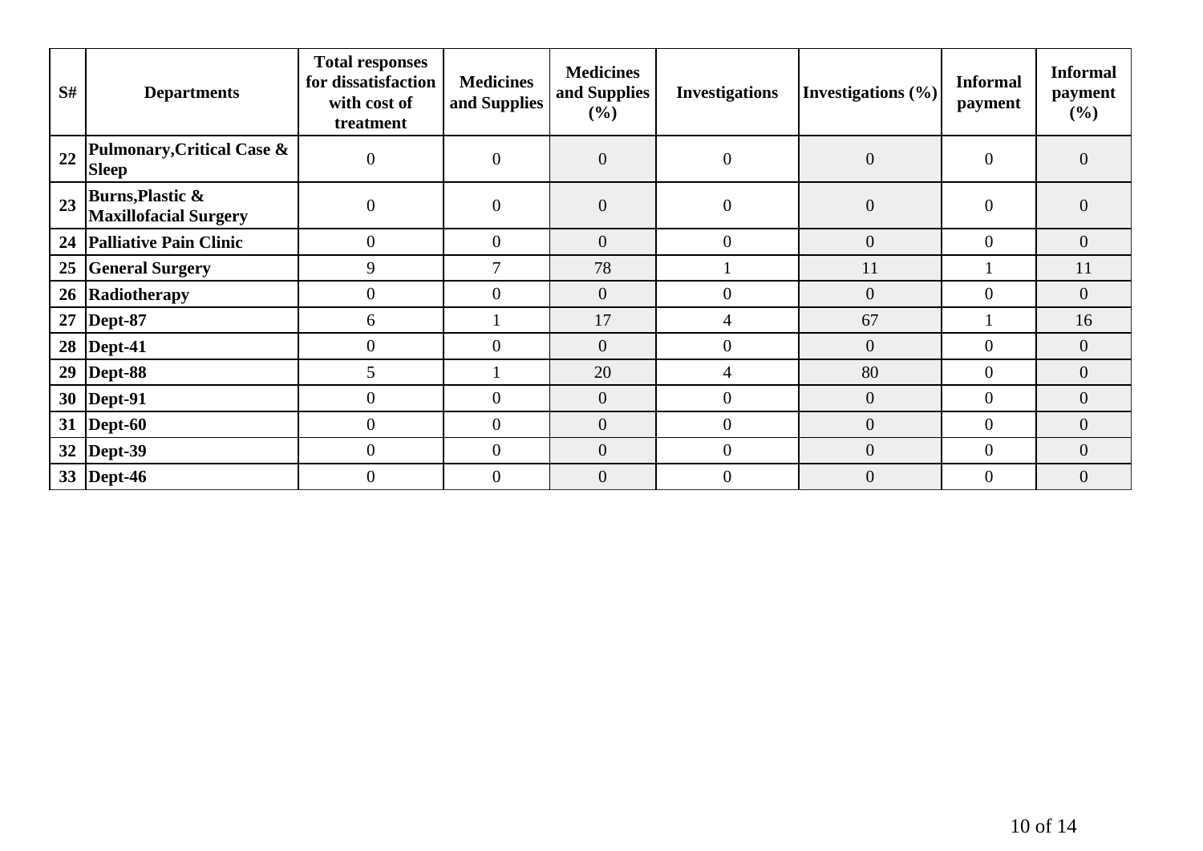| S# | Departments | Total responses for dissatisfaction with cost of treatment | Medicines and Supplies | Medicines and Supplies (%) | Investigations | Investigations (%) | Informal payment | Informal payment (%) |
|---|---|---|---|---|---|---|---|---|
| 22 | **Pulmonary,Critical Case & Sleep** | 0 | 0 | 0 | 0 | 0 | 0 | 0 |
| 23 | **Burns,Plastic & Maxillofacial Surgery** | 0 | 0 | 0 | 0 | 0 | 0 | 0 |
| 24 | **Palliative Pain Clinic** | 0 | 0 | 0 | 0 | 0 | 0 | 0 |
| 25 | **General Surgery** | 9 | 7 | 78 | 1 | 11 | 1 | 11 |
| 26 | **Radiotherapy** | 0 | 0 | 0 | 0 | 0 | 0 | 0 |
| 27 | **Dept-87** | 6 | 1 | 17 | 4 | 67 | 1 | 16 |
| 28 | **Dept-41** | 0 | 0 | 0 | 0 | 0 | 0 | 0 |
| 29 | **Dept-88** | 5 | 1 | 20 | 4 | 80 | 0 | 0 |
| 30 | **Dept-91** | 0 | 0 | 0 | 0 | 0 | 0 | 0 |
| 31 | **Dept-60** | 0 | 0 | 0 | 0 | 0 | 0 | 0 |
| 32 | **Dept-39** | 0 | 0 | 0 | 0 | 0 | 0 | 0 |
| 33 | **Dept-46** | 0 | 0 | 0 | 0 | 0 | 0 | 0 |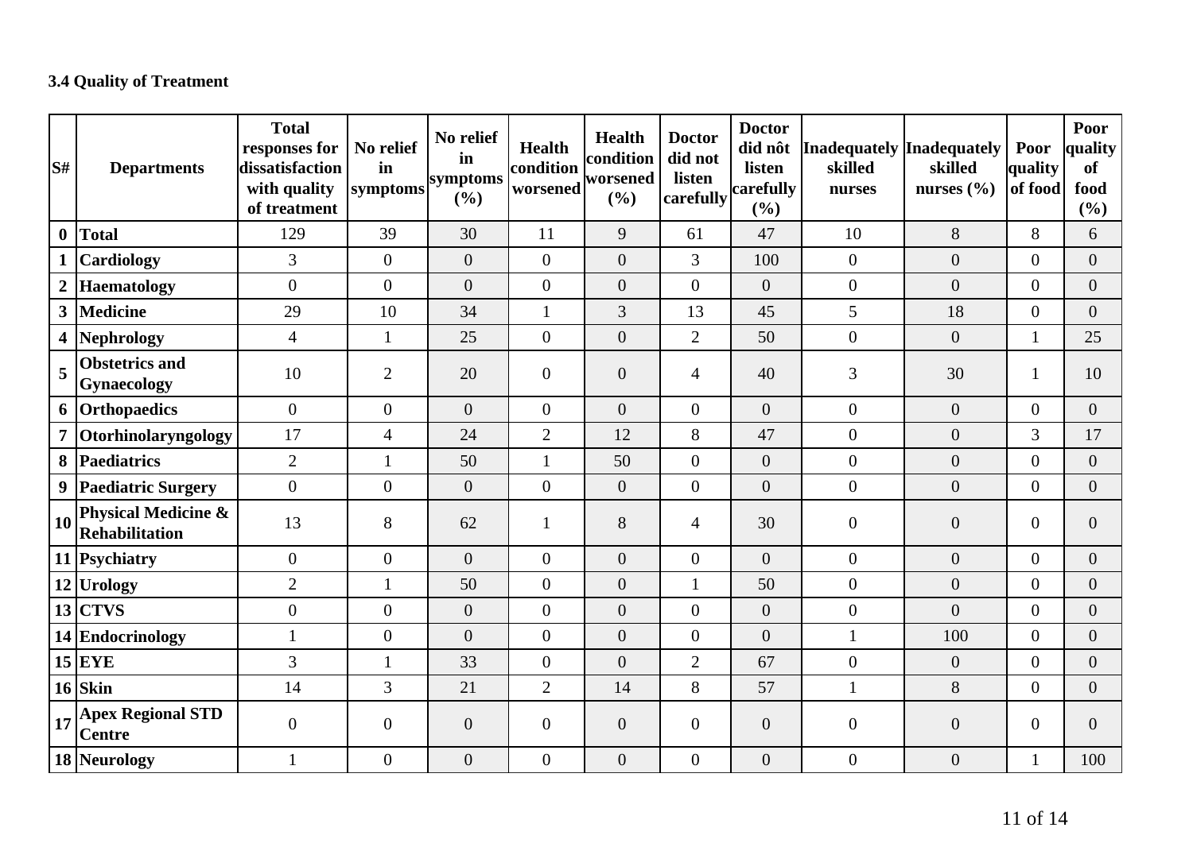### 3.4 Quality of Treatment

| S# | Departments | Total responses for dissatisfaction with quality of treatment | No relief in symptoms | No relief in symptoms (%) | Health condition worsened | Health condition worsened (%) | Doctor did not listen carefully | Doctor did nôt listen carefully (%) | Inadequately skilled nurses | Inadequately skilled nurses (%) | Poor quality of food | Poor quality of food (%) |
|---|---|---|---|---|---|---|---|---|---|---|---|---|
| 0 | **Total** | 129 | 39 | 30 | 11 | 9 | 61 | 47 | 10 | 8 | 8 | 6 |
| 1 | **Cardiology** | 3 | 0 | 0 | 0 | 0 | 3 | 100 | 0 | 0 | 0 | 0 |
| 2 | **Haematology** | 0 | 0 | 0 | 0 | 0 | 0 | 0 | 0 | 0 | 0 | 0 |
| 3 | **Medicine** | 29 | 10 | 34 | 1 | 3 | 13 | 45 | 5 | 18 | 0 | 0 |
| 4 | **Nephrology** | 4 | 1 | 25 | 0 | 0 | 2 | 50 | 0 | 0 | 1 | 25 |
| 5 | **Obstetrics and Gynaecology** | 10 | 2 | 20 | 0 | 0 | 4 | 40 | 3 | 30 | 1 | 10 |
| 6 | **Orthopaedics** | 0 | 0 | 0 | 0 | 0 | 0 | 0 | 0 | 0 | 0 | 0 |
| 7 | **Otorhinolaryngology** | 17 | 4 | 24 | 2 | 12 | 8 | 47 | 0 | 0 | 3 | 17 |
| 8 | **Paediatrics** | 2 | 1 | 50 | 1 | 50 | 0 | 0 | 0 | 0 | 0 | 0 |
| 9 | **Paediatric Surgery** | 0 | 0 | 0 | 0 | 0 | 0 | 0 | 0 | 0 | 0 | 0 |
| 10 | **Physical Medicine & Rehabilitation** | 13 | 8 | 62 | 1 | 8 | 4 | 30 | 0 | 0 | 0 | 0 |
| 11 | **Psychiatry** | 0 | 0 | 0 | 0 | 0 | 0 | 0 | 0 | 0 | 0 | 0 |
| 12 | **Urology** | 2 | 1 | 50 | 0 | 0 | 1 | 50 | 0 | 0 | 0 | 0 |
| 13 | **CTVS** | 0 | 0 | 0 | 0 | 0 | 0 | 0 | 0 | 0 | 0 | 0 |
| 14 | **Endocrinology** | 1 | 0 | 0 | 0 | 0 | 0 | 0 | 1 | 100 | 0 | 0 |
| 15 | **EYE** | 3 | 1 | 33 | 0 | 0 | 2 | 67 | 0 | 0 | 0 | 0 |
| 16 | **Skin** | 14 | 3 | 21 | 2 | 14 | 8 | 57 | 1 | 8 | 0 | 0 |
| 17 | **Apex Regional STD Centre** | 0 | 0 | 0 | 0 | 0 | 0 | 0 | 0 | 0 | 0 | 0 |
| 18 | **Neurology** | 1 | 0 | 0 | 0 | 0 | 0 | 0 | 0 | 0 | 1 | 100 |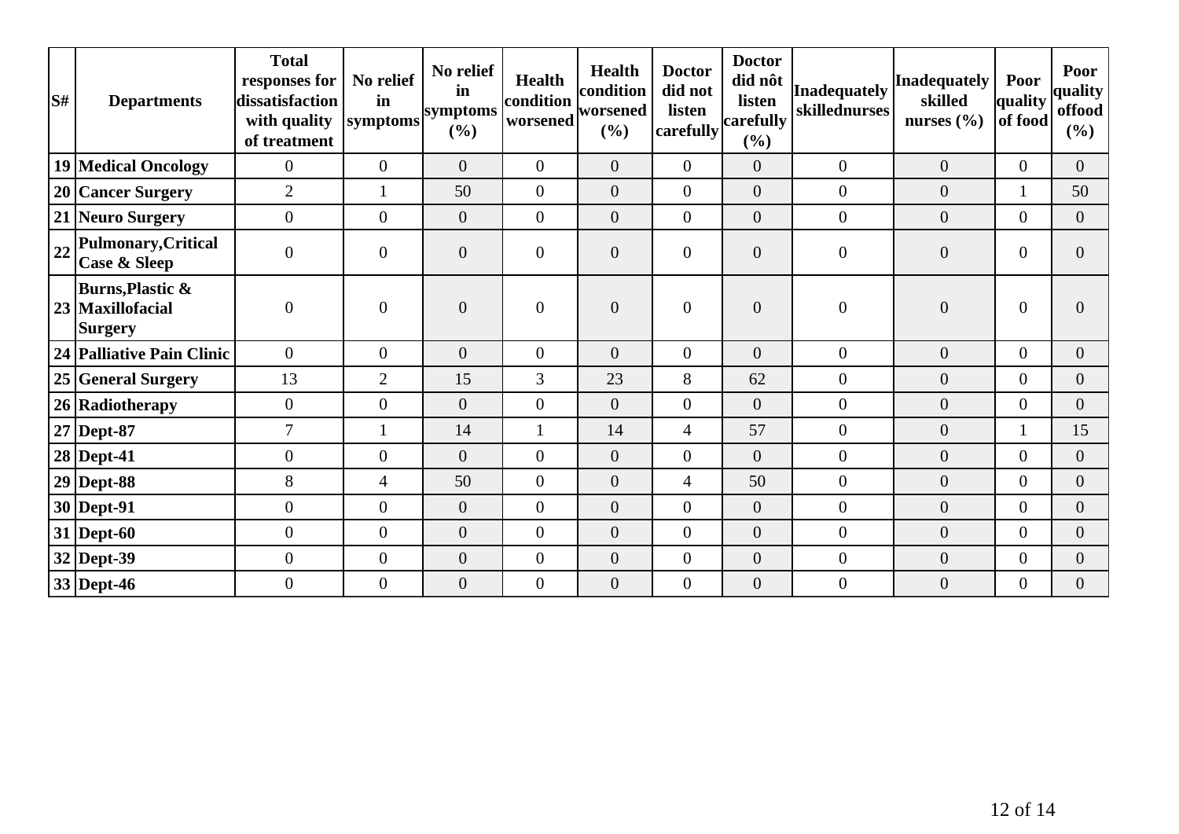| S# | Departments | Total responses for dissatisfaction with quality of treatment | No relief in symptoms | No relief in symptoms (%) | Health condition worsened | Health condition worsened (%) | Doctor did not listen carefully | Doctor did nôt listen carefully (%) | Inadequately skillednurses | Inadequately skilled nurses (%) | Poor quality of food | Poor quality offood (%) |
|---|---|---|---|---|---|---|---|---|---|---|---|---|
| 19 | Medical Oncology | 0 | 0 | 0 | 0 | 0 | 0 | 0 | 0 | 0 | 0 | 0 |
| 20 | Cancer Surgery | 2 | 1 | 50 | 0 | 0 | 0 | 0 | 0 | 0 | 1 | 50 |
| 21 | Neuro Surgery | 0 | 0 | 0 | 0 | 0 | 0 | 0 | 0 | 0 | 0 | 0 |
| 22 | Pulmonary,Critical Case & Sleep | 0 | 0 | 0 | 0 | 0 | 0 | 0 | 0 | 0 | 0 | 0 |
| 23 | Burns,Plastic & Maxillofacial Surgery | 0 | 0 | 0 | 0 | 0 | 0 | 0 | 0 | 0 | 0 | 0 |
| 24 | Palliative Pain Clinic | 0 | 0 | 0 | 0 | 0 | 0 | 0 | 0 | 0 | 0 | 0 |
| 25 | General Surgery | 13 | 2 | 15 | 3 | 23 | 8 | 62 | 0 | 0 | 0 | 0 |
| 26 | Radiotherapy | 0 | 0 | 0 | 0 | 0 | 0 | 0 | 0 | 0 | 0 | 0 |
| 27 | Dept-87 | 7 | 1 | 14 | 1 | 14 | 4 | 57 | 0 | 0 | 1 | 15 |
| 28 | Dept-41 | 0 | 0 | 0 | 0 | 0 | 0 | 0 | 0 | 0 | 0 | 0 |
| 29 | Dept-88 | 8 | 4 | 50 | 0 | 0 | 4 | 50 | 0 | 0 | 0 | 0 |
| 30 | Dept-91 | 0 | 0 | 0 | 0 | 0 | 0 | 0 | 0 | 0 | 0 | 0 |
| 31 | Dept-60 | 0 | 0 | 0 | 0 | 0 | 0 | 0 | 0 | 0 | 0 | 0 |
| 32 | Dept-39 | 0 | 0 | 0 | 0 | 0 | 0 | 0 | 0 | 0 | 0 | 0 |
| 33 | Dept-46 | 0 | 0 | 0 | 0 | 0 | 0 | 0 | 0 | 0 | 0 | 0 |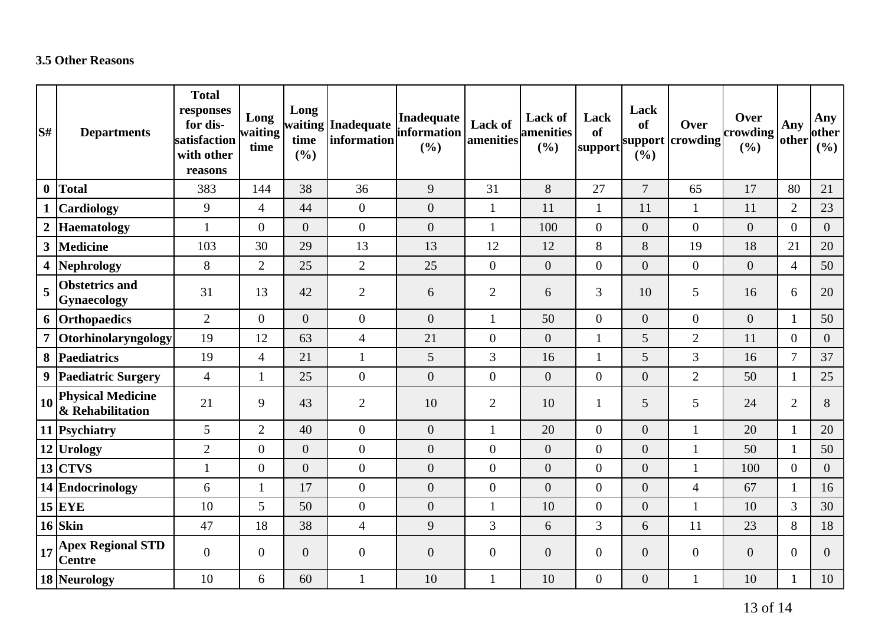### 3.5 Other Reasons

| S# | Departments | Total responses for dis-satisfaction with other reasons | Long waiting time | Long waiting time (%) | Inadequate information | Inadequate information (%) | Lack of amenities | Lack of amenities (%) | Lack of support | Lack of support (%) | Over crowding | Over crowding (%) | Any other | Any other (%) |
|---|---|---|---|---|---|---|---|---|---|---|---|---|---|---|
| 0 | **Total** | 383 | 144 | 38 | 36 | 9 | 31 | 8 | 27 | 7 | 65 | 17 | 80 | 21 |
| 1 | **Cardiology** | 9 | 4 | 44 | 0 | 0 | 1 | 11 | 1 | 11 | 1 | 11 | 2 | 23 |
| 2 | **Haematology** | 1 | 0 | 0 | 0 | 0 | 1 | 100 | 0 | 0 | 0 | 0 | 0 | 0 |
| 3 | **Medicine** | 103 | 30 | 29 | 13 | 13 | 12 | 12 | 8 | 8 | 19 | 18 | 21 | 20 |
| 4 | **Nephrology** | 8 | 2 | 25 | 2 | 25 | 0 | 0 | 0 | 0 | 0 | 0 | 4 | 50 |
| 5 | **Obstetrics and Gynaecology** | 31 | 13 | 42 | 2 | 6 | 2 | 6 | 3 | 10 | 5 | 16 | 6 | 20 |
| 6 | **Orthopaedics** | 2 | 0 | 0 | 0 | 0 | 1 | 50 | 0 | 0 | 0 | 0 | 1 | 50 |
| 7 | **Otorhinolaryngology** | 19 | 12 | 63 | 4 | 21 | 0 | 0 | 1 | 5 | 2 | 11 | 0 | 0 |
| 8 | **Paediatrics** | 19 | 4 | 21 | 1 | 5 | 3 | 16 | 1 | 5 | 3 | 16 | 7 | 37 |
| 9 | **Paediatric Surgery** | 4 | 1 | 25 | 0 | 0 | 0 | 0 | 0 | 0 | 2 | 50 | 1 | 25 |
| 10 | **Physical Medicine & Rehabilitation** | 21 | 9 | 43 | 2 | 10 | 2 | 10 | 1 | 5 | 5 | 24 | 2 | 8 |
| 11 | **Psychiatry** | 5 | 2 | 40 | 0 | 0 | 1 | 20 | 0 | 0 | 1 | 20 | 1 | 20 |
| 12 | **Urology** | 2 | 0 | 0 | 0 | 0 | 0 | 0 | 0 | 0 | 1 | 50 | 1 | 50 |
| 13 | **CTVS** | 1 | 0 | 0 | 0 | 0 | 0 | 0 | 0 | 0 | 1 | 100 | 0 | 0 |
| 14 | **Endocrinology** | 6 | 1 | 17 | 0 | 0 | 0 | 0 | 0 | 0 | 4 | 67 | 1 | 16 |
| 15 | **EYE** | 10 | 5 | 50 | 0 | 0 | 1 | 10 | 0 | 0 | 1 | 10 | 3 | 30 |
| 16 | **Skin** | 47 | 18 | 38 | 4 | 9 | 3 | 6 | 3 | 6 | 11 | 23 | 8 | 18 |
| 17 | **Apex Regional STD Centre** | 0 | 0 | 0 | 0 | 0 | 0 | 0 | 0 | 0 | 0 | 0 | 0 | 0 |
| 18 | **Neurology** | 10 | 6 | 60 | 1 | 10 | 1 | 10 | 0 | 0 | 1 | 10 | 1 | 10 |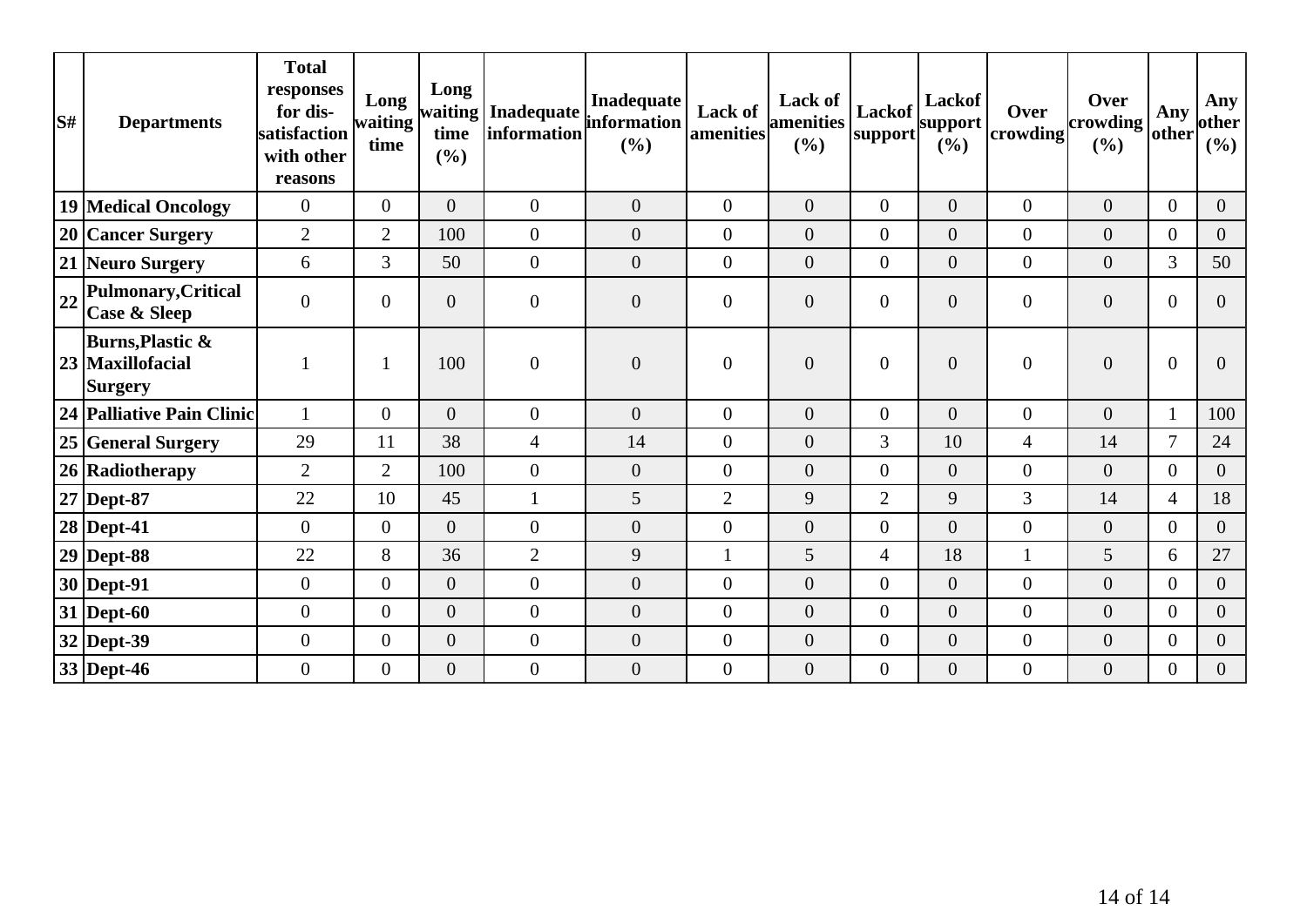| S# | Departments | Total responses for dis-satisfaction with other reasons | Long waiting time | Long waiting time (%) | Inadequate information | Inadequate information (%) | Lack of amenities | Lack of amenities (%) | Lackof support | Lackof support (%) | Over crowding | Over crowding (%) | Any other | Any other (%) |
|---|---|---|---|---|---|---|---|---|---|---|---|---|---|---|
| 19 | Medical Oncology | 0 | 0 | 0 | 0 | 0 | 0 | 0 | 0 | 0 | 0 | 0 | 0 | 0 |
| 20 | Cancer Surgery | 2 | 2 | 100 | 0 | 0 | 0 | 0 | 0 | 0 | 0 | 0 | 0 | 0 |
| 21 | Neuro Surgery | 6 | 3 | 50 | 0 | 0 | 0 | 0 | 0 | 0 | 0 | 0 | 3 | 50 |
| 22 | Pulmonary,Critical Case & Sleep | 0 | 0 | 0 | 0 | 0 | 0 | 0 | 0 | 0 | 0 | 0 | 0 | 0 |
| 23 | Burns,Plastic & Maxillofacial Surgery | 1 | 1 | 100 | 0 | 0 | 0 | 0 | 0 | 0 | 0 | 0 | 0 | 0 |
| 24 | Palliative Pain Clinic | 1 | 0 | 0 | 0 | 0 | 0 | 0 | 0 | 0 | 0 | 0 | 1 | 100 |
| 25 | General Surgery | 29 | 11 | 38 | 4 | 14 | 0 | 0 | 3 | 10 | 4 | 14 | 7 | 24 |
| 26 | Radiotherapy | 2 | 2 | 100 | 0 | 0 | 0 | 0 | 0 | 0 | 0 | 0 | 0 | 0 |
| 27 | Dept-87 | 22 | 10 | 45 | 1 | 5 | 2 | 9 | 2 | 9 | 3 | 14 | 4 | 18 |
| 28 | Dept-41 | 0 | 0 | 0 | 0 | 0 | 0 | 0 | 0 | 0 | 0 | 0 | 0 | 0 |
| 29 | Dept-88 | 22 | 8 | 36 | 2 | 9 | 1 | 5 | 4 | 18 | 1 | 5 | 6 | 27 |
| 30 | Dept-91 | 0 | 0 | 0 | 0 | 0 | 0 | 0 | 0 | 0 | 0 | 0 | 0 | 0 |
| 31 | Dept-60 | 0 | 0 | 0 | 0 | 0 | 0 | 0 | 0 | 0 | 0 | 0 | 0 | 0 |
| 32 | Dept-39 | 0 | 0 | 0 | 0 | 0 | 0 | 0 | 0 | 0 | 0 | 0 | 0 | 0 |
| 33 | Dept-46 | 0 | 0 | 0 | 0 | 0 | 0 | 0 | 0 | 0 | 0 | 0 | 0 | 0 |